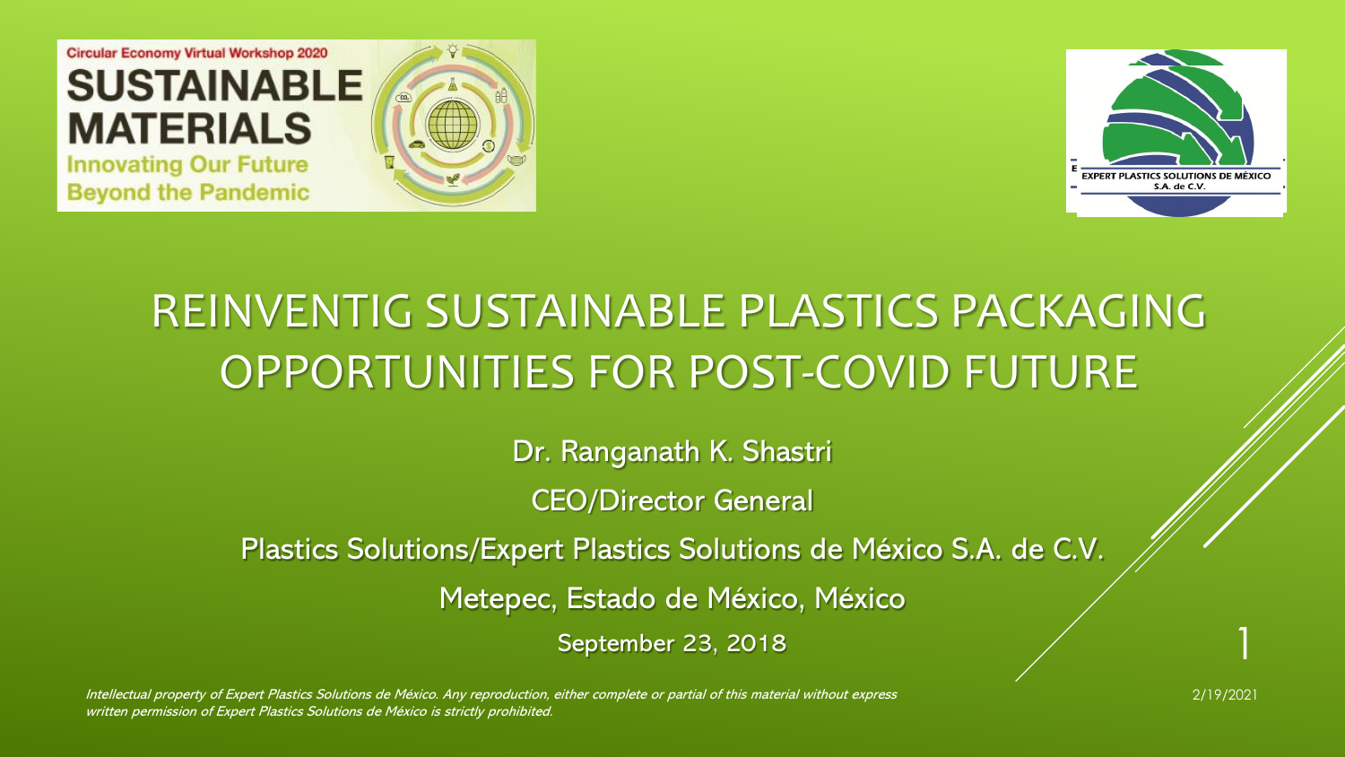Circular Economy Virtual Workshop 2020

**SUSTAINABLE MATERIALS**

**Innovating Our Future Beyond the Pandemic**

EXPERT PLASTICS SOLUTIONS DE MÉXICO S.A. de C.V.

# REINVENTIG SUSTAINABLE PLASTICS PACKAGING OPPORTUNITIES FOR POST-COVID FUTURE

Dr. Ranganath K. Shastri

CEO/Director General

Plastics Solutions/Expert Plastics Solutions de México S.A. de C.V.

Metepec, Estado de México, México

September 23, 2018

*Intellectual property of Expert Plastics Solutions de México. Any reproduction, either complete or partial of this material without express written permission of Expert Plastics Solutions de México is strictly prohibited.*

2/19/2021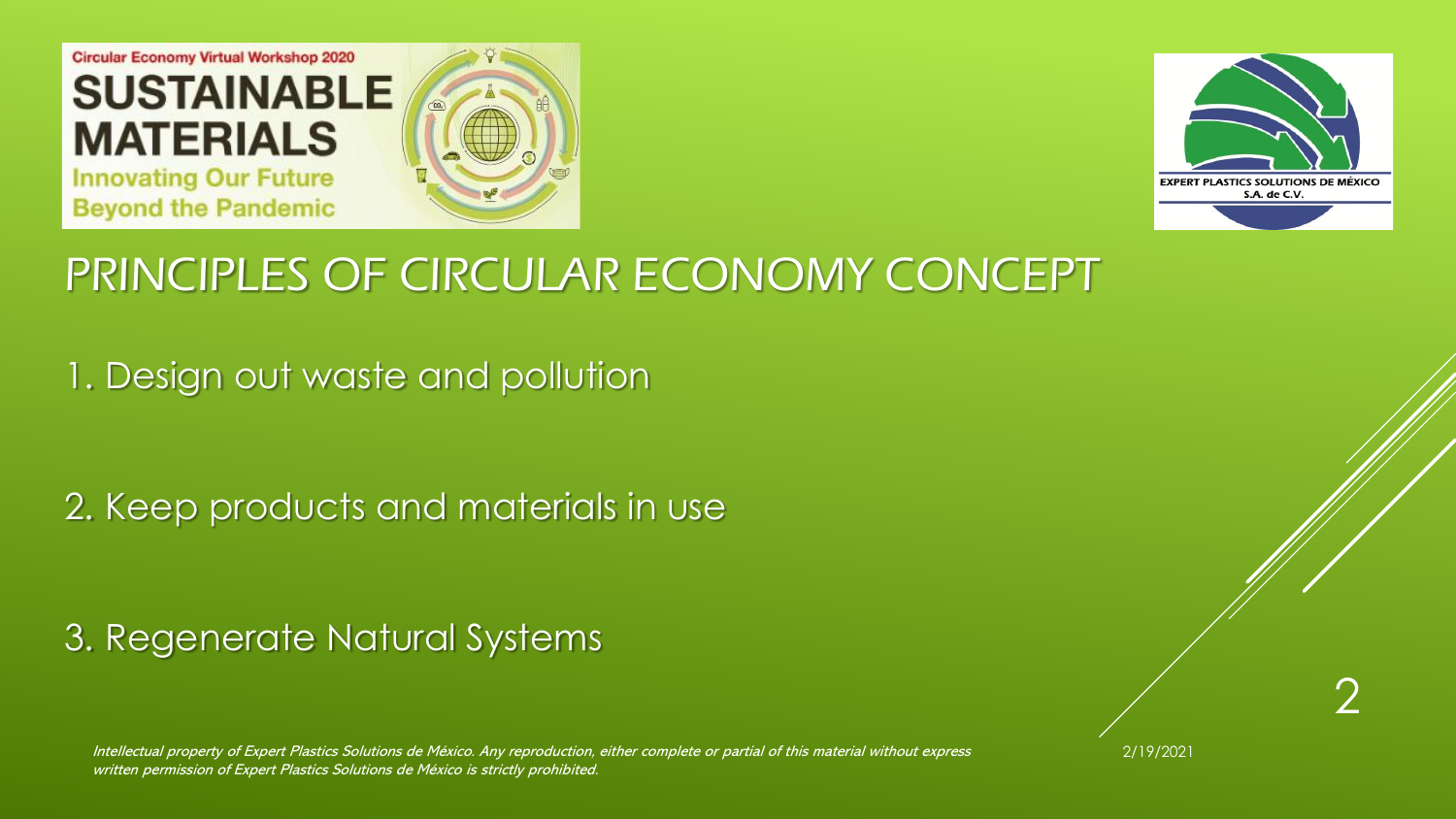# PRINCIPLES OF CIRCULAR ECONOMY CONCEPT

1. Design out waste and pollution

2. Keep products and materials in use

3. Regenerate Natural Systems

*Intellectual property of Expert Plastics Solutions de México. Any reproduction, either complete or partial of this material without express written permission of Expert Plastics Solutions de México is strictly prohibited.*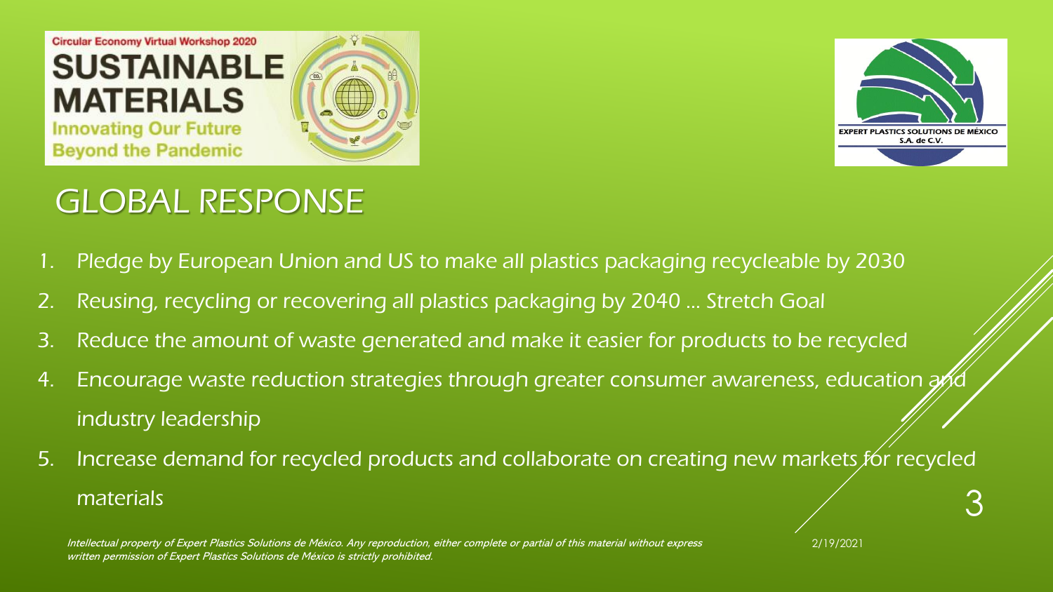# GLOBAL RESPONSE

1. Pledge by European Union and US to make all plastics packaging recycleable by 2030
2. Reusing, recycling or recovering all plastics packaging by 2040 … Stretch Goal
3. Reduce the amount of waste generated and make it easier for products to be recycled
4. Encourage waste reduction strategies through greater consumer awareness, education and industry leadership
5. Increase demand for recycled products and collaborate on creating new markets for recycled materials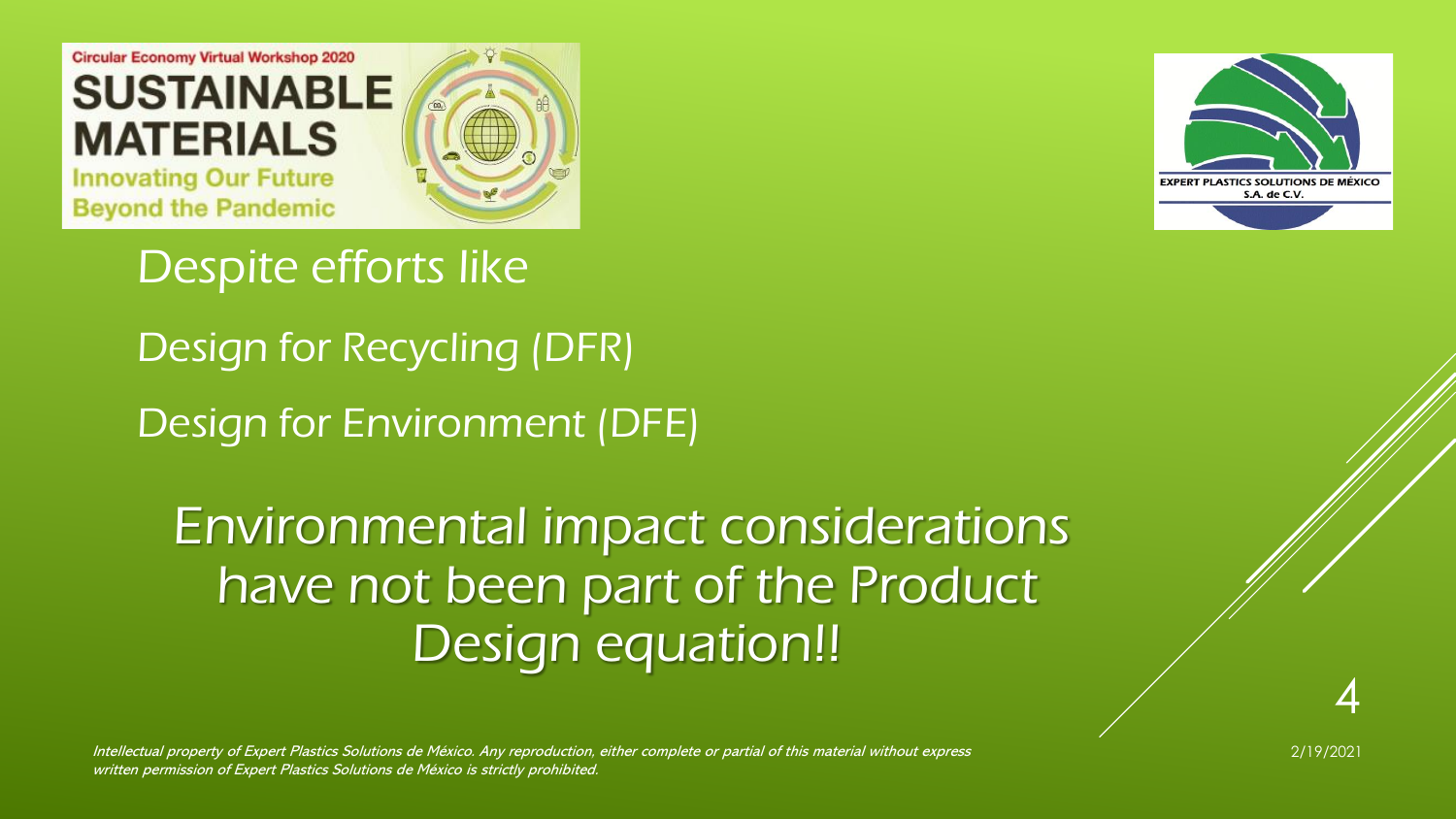Despite efforts like

Design for Recycling (DFR)

Design for Environment (DFE)

## Environmental impact considerations have not been part of the Product Design equation!!

*Intellectual property of Expert Plastics Solutions de México. Any reproduction, either complete or partial of this material without express written permission of Expert Plastics Solutions de México is strictly prohibited.*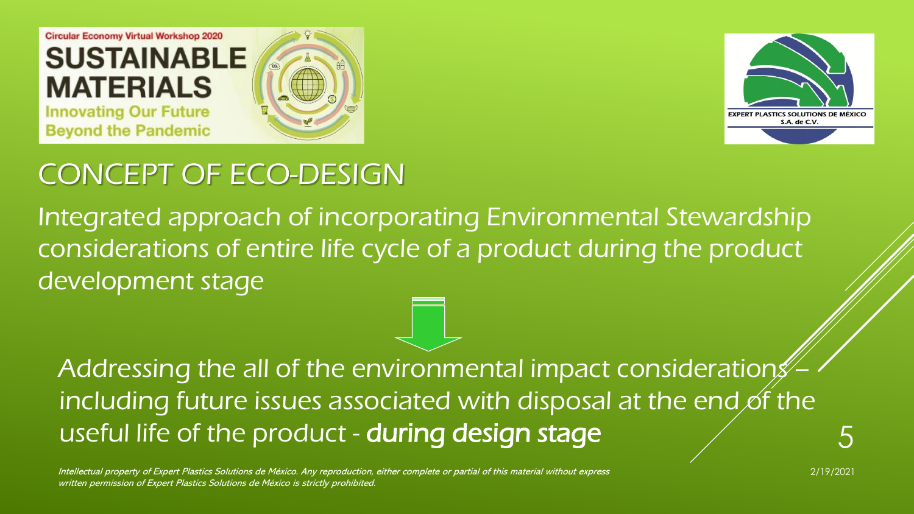# CONCEPT OF ECO-DESIGN

Integrated approach of incorporating Environmental Stewardship considerations of entire life cycle of a product during the product development stage

Addressing the all of the environmental impact considerations – including future issues associated with disposal at the end of the useful life of the product - **during design stage**

*Intellectual property of Expert Plastics Solutions de México. Any reproduction, either complete or partial of this material without express written permission of Expert Plastics Solutions de México is strictly prohibited.*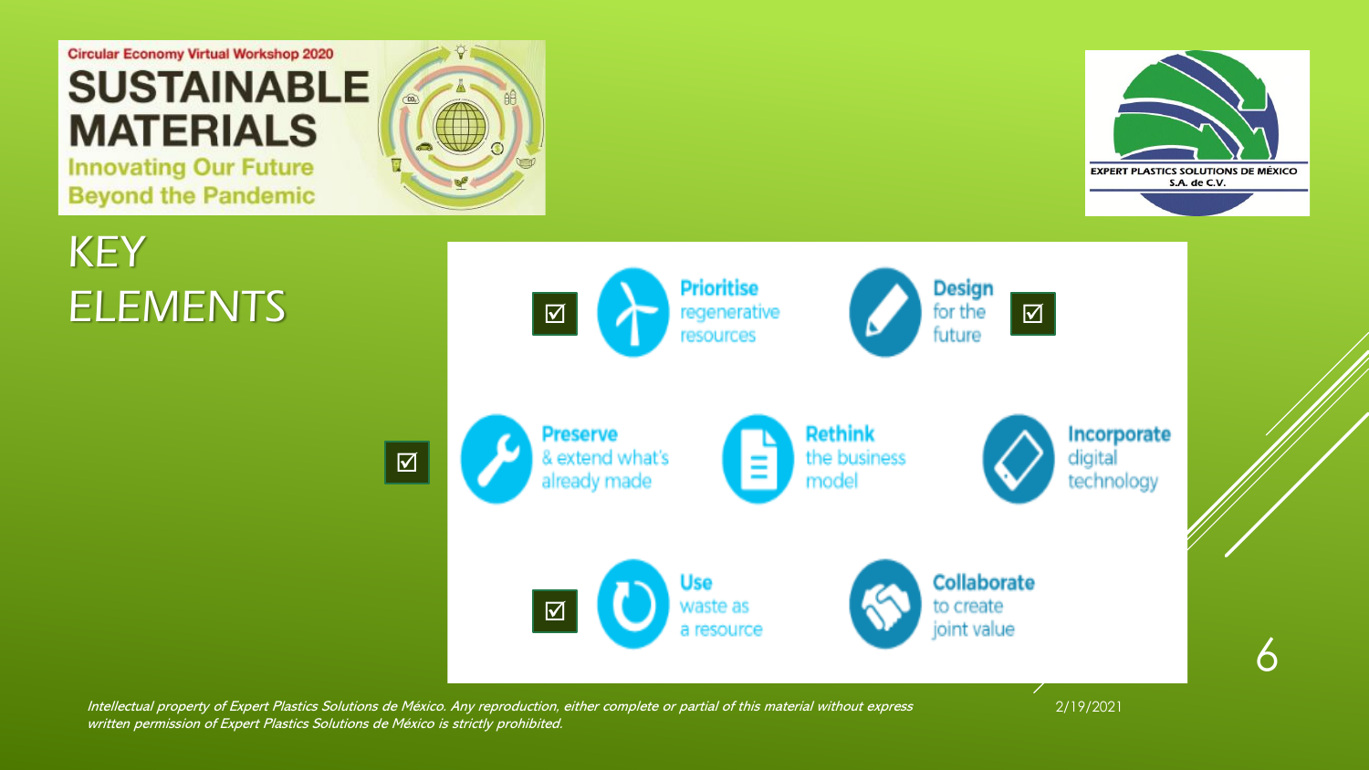Circular Economy Virtual Workshop 2020

**SUSTAINABLE MATERIALS**

**Innovating Our Future Beyond the Pandemic**

EXPERT PLASTICS SOLUTIONS DE MÉXICO S.A. de C.V.

# KEY ELEMENTS

- ☑ **Prioritise** regenerative resources
- ☑ **Design** for the future
- ☑ **Preserve** & extend what's already made
- **Rethink** the business model
- **Incorporate** digital technology
- ☑ **Use** waste as a resource
- **Collaborate** to create joint value

*Intellectual property of Expert Plastics Solutions de México. Any reproduction, either complete or partial of this material without express written permission of Expert Plastics Solutions de México is strictly prohibited.*

2/19/2021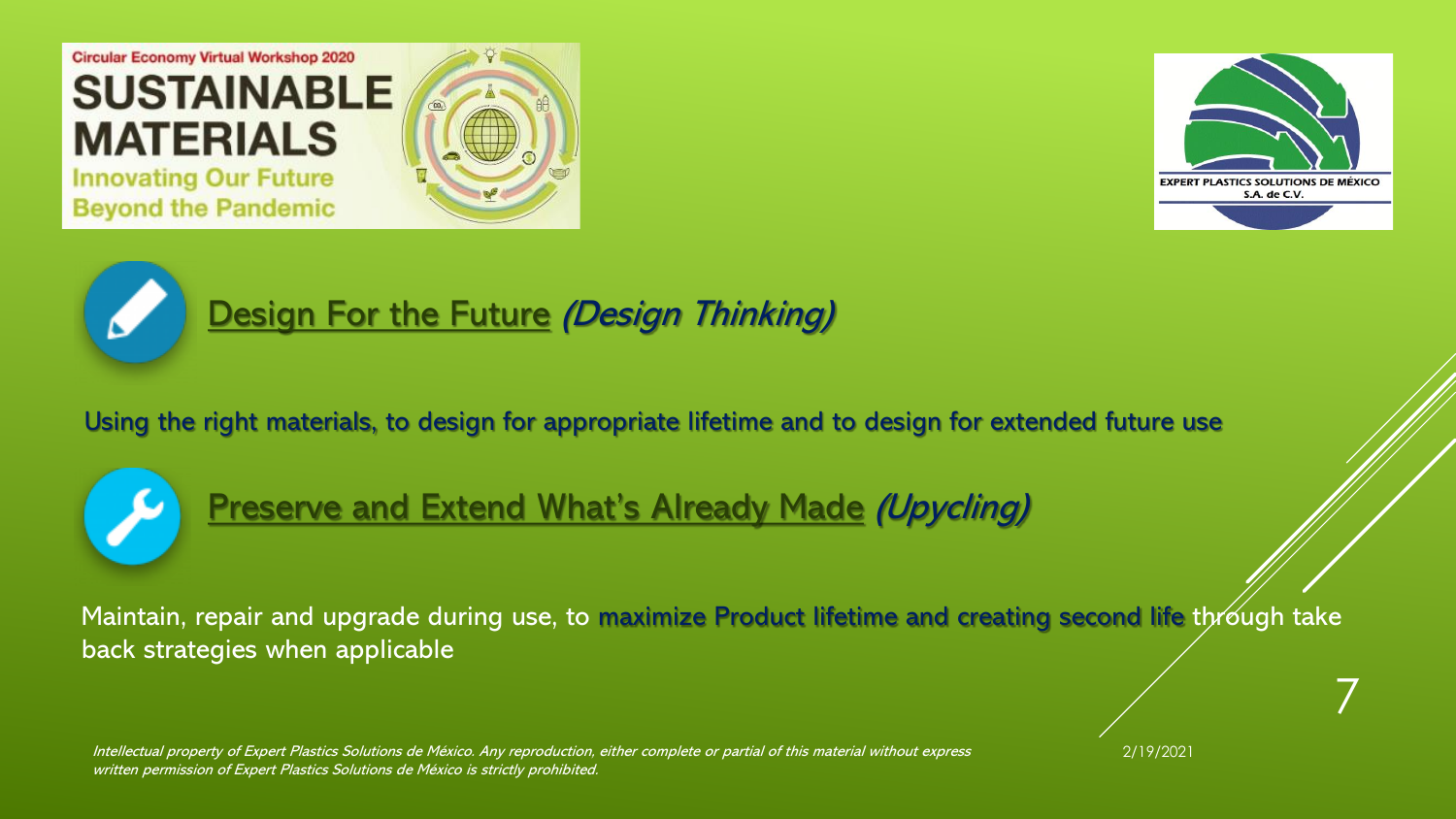## Design For the Future *(Design Thinking)*

Using the right materials, to design for appropriate lifetime and to design for extended future use

## Preserve and Extend What's Already Made *(Upcycling)*

Maintain, repair and upgrade during use, to maximize Product lifetime and creating second life through take back strategies when applicable

*Intellectual property of Expert Plastics Solutions de México. Any reproduction, either complete or partial of this material without express written permission of Expert Plastics Solutions de México is strictly prohibited.*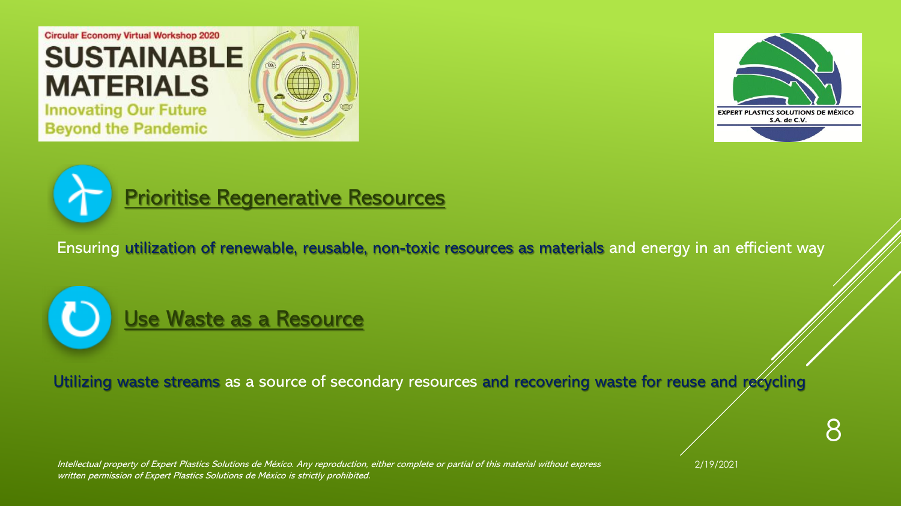Circular Economy Virtual Workshop 2020

**SUSTAINABLE MATERIALS**

**Innovating Our Future Beyond the Pandemic**

EXPERT PLASTICS SOLUTIONS DE MÉXICO S.A. de C.V.

## Prioritise Regenerative Resources

Ensuring utilization of renewable, reusable, non-toxic resources as materials and energy in an efficient way

## Use Waste as a Resource

Utilizing waste streams as a source of secondary resources and recovering waste for reuse and recycling

*Intellectual property of Expert Plastics Solutions de México. Any reproduction, either complete or partial of this material without express written permission of Expert Plastics Solutions de México is strictly prohibited.*

2/19/2021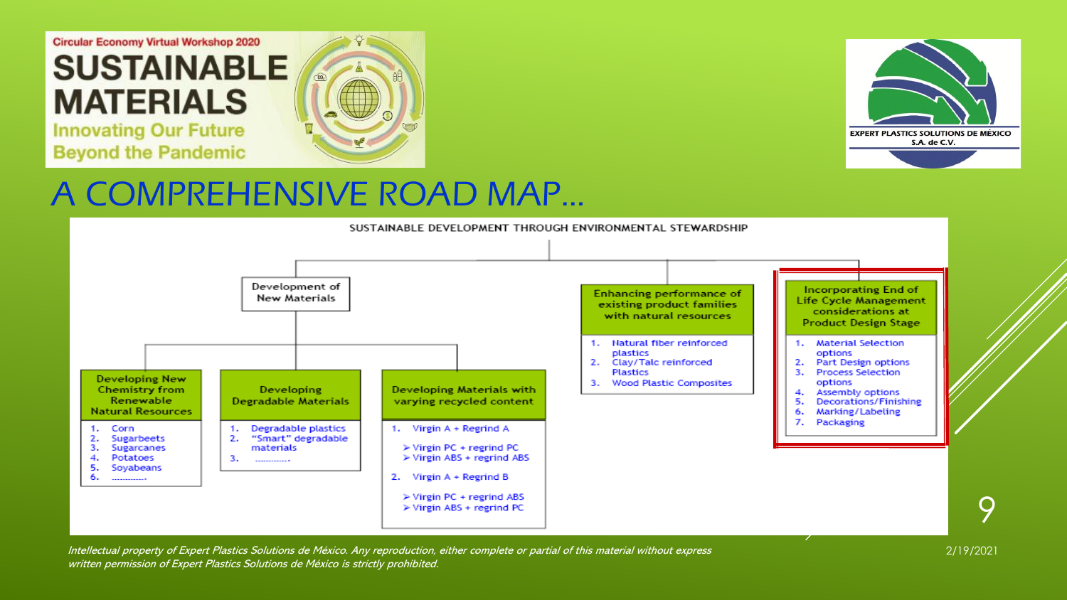Circular Economy Virtual Workshop 2020

**SUSTAINABLE MATERIALS**

Innovating Our Future Beyond the Pandemic

EXPERT PLASTICS SOLUTIONS DE MÉXICO S.A. de C.V.

# A COMPREHENSIVE ROAD MAP…

SUSTAINABLE DEVELOPMENT THROUGH ENVIRONMENTAL STEWARDSHIP

## Development of New Materials

### Developing New Chemistry from Renewable Natural Resources

1. Corn
2. Sugarbeets
3. Sugarcanes
4. Potatoes
5. Soyabeans
6. ............

### Developing Degradable Materials

1. Degradable plastics
2. "Smart" degradable materials
3. ............

### Developing Materials with varying recycled content

1. Virgin A + Regrind A
   - Virgin PC + regrind PC
   - Virgin ABS + regrind ABS
2. Virgin A + Regrind B
   - Virgin PC + regrind ABS
   - Virgin ABS + regrind PC

## Enhancing performance of existing product families with natural resources

1. Natural fiber reinforced plastics
2. Clay/Talc reinforced Plastics
3. Wood Plastic Composites

## Incorporating End of Life Cycle Management considerations at Product Design Stage

1. Material Selection options
2. Part Design options
3. Process Selection options
4. Assembly options
5. Decorations/Finishing
6. Marking/Labeling
7. Packaging

*Intellectual property of Expert Plastics Solutions de México. Any reproduction, either complete or partial of this material without express written permission of Expert Plastics Solutions de México is strictly prohibited.*

2/19/2021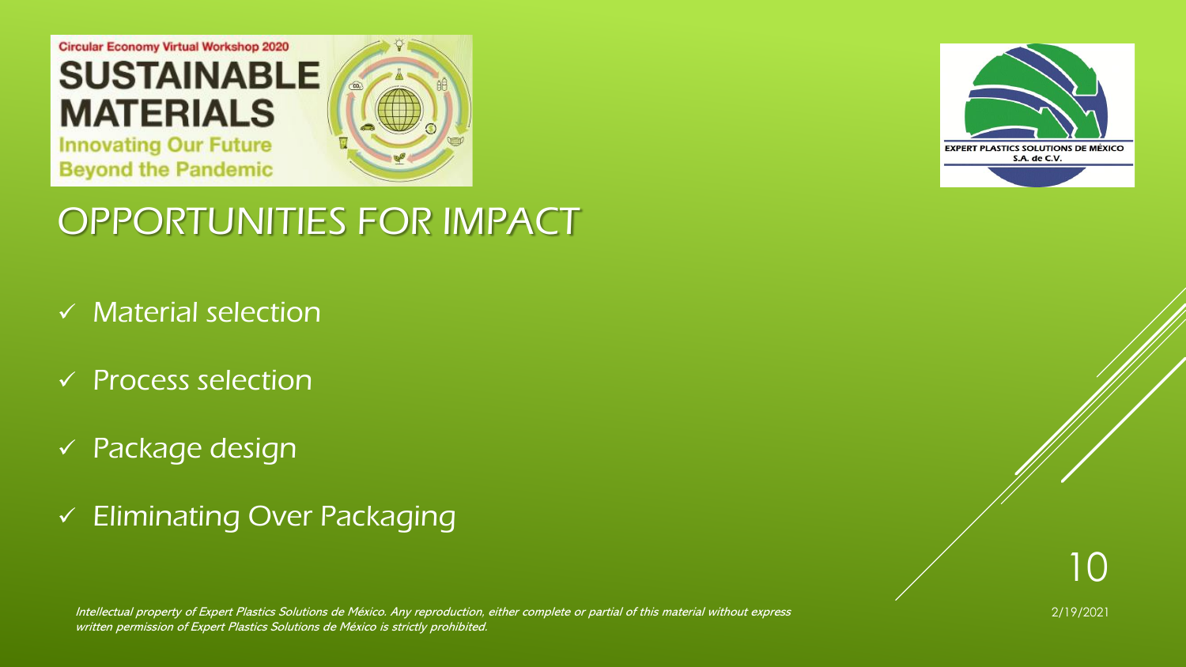# OPPORTUNITIES FOR IMPACT

- ✓ Material selection
- ✓ Process selection
- ✓ Package design
- ✓ Eliminating Over Packaging

*Intellectual property of Expert Plastics Solutions de México. Any reproduction, either complete or partial of this material without express written permission of Expert Plastics Solutions de México is strictly prohibited.*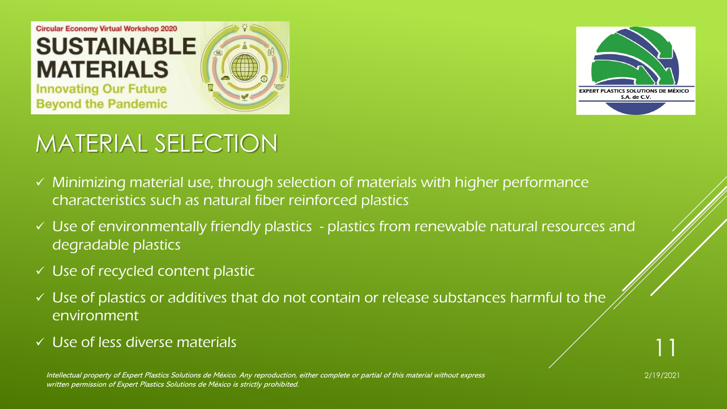# MATERIAL SELECTION

- ✓ Minimizing material use, through selection of materials with higher performance characteristics such as natural fiber reinforced plastics
- ✓ Use of environmentally friendly plastics - plastics from renewable natural resources and degradable plastics
- ✓ Use of recycled content plastic
- ✓ Use of plastics or additives that do not contain or release substances harmful to the environment
- ✓ Use of less diverse materials

*Intellectual property of Expert Plastics Solutions de México. Any reproduction, either complete or partial of this material without express written permission of Expert Plastics Solutions de México is strictly prohibited.*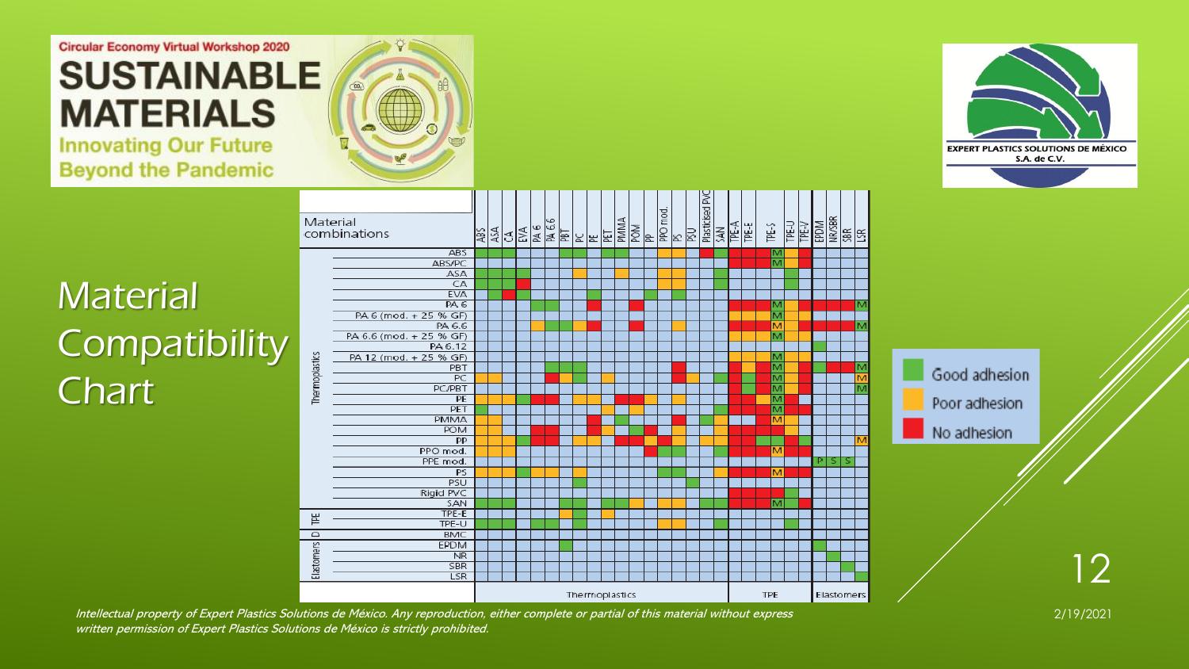# Material Compatibility Chart

Material combinations

- Good adhesion
- Poor adhesion
- No adhesion

*Intellectual property of Expert Plastics Solutions de México. Any reproduction, either complete or partial of this material without express written permission of Expert Plastics Solutions de México is strictly prohibited.*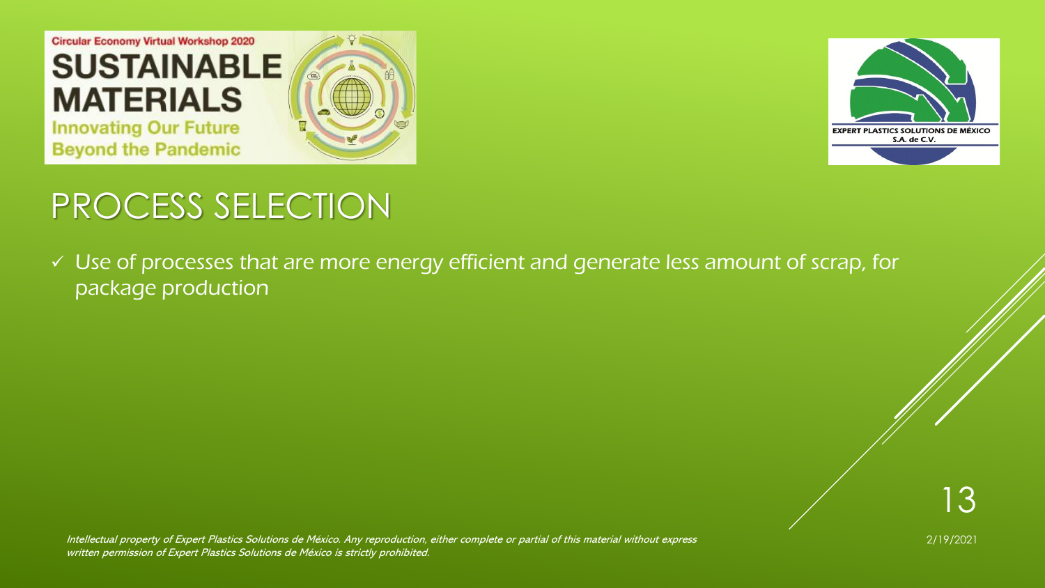# PROCESS SELECTION

- ✓ Use of processes that are more energy efficient and generate less amount of scrap, for package production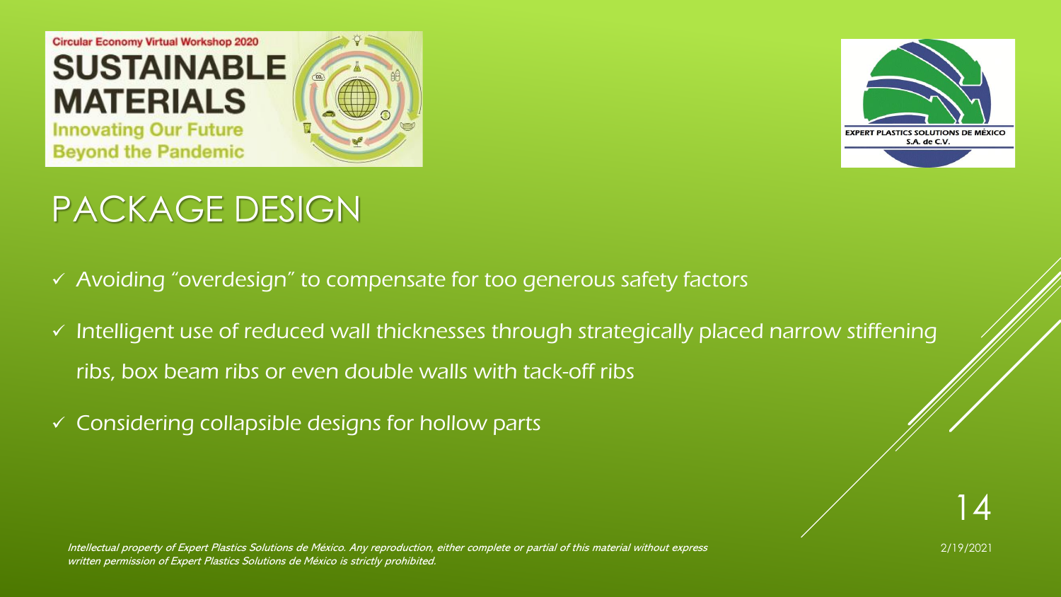# PACKAGE DESIGN

- ✓ Avoiding "overdesign" to compensate for too generous safety factors
- ✓ Intelligent use of reduced wall thicknesses through strategically placed narrow stiffening ribs, box beam ribs or even double walls with tack-off ribs
- ✓ Considering collapsible designs for hollow parts

*Intellectual property of Expert Plastics Solutions de México. Any reproduction, either complete or partial of this material without express written permission of Expert Plastics Solutions de México is strictly prohibited.*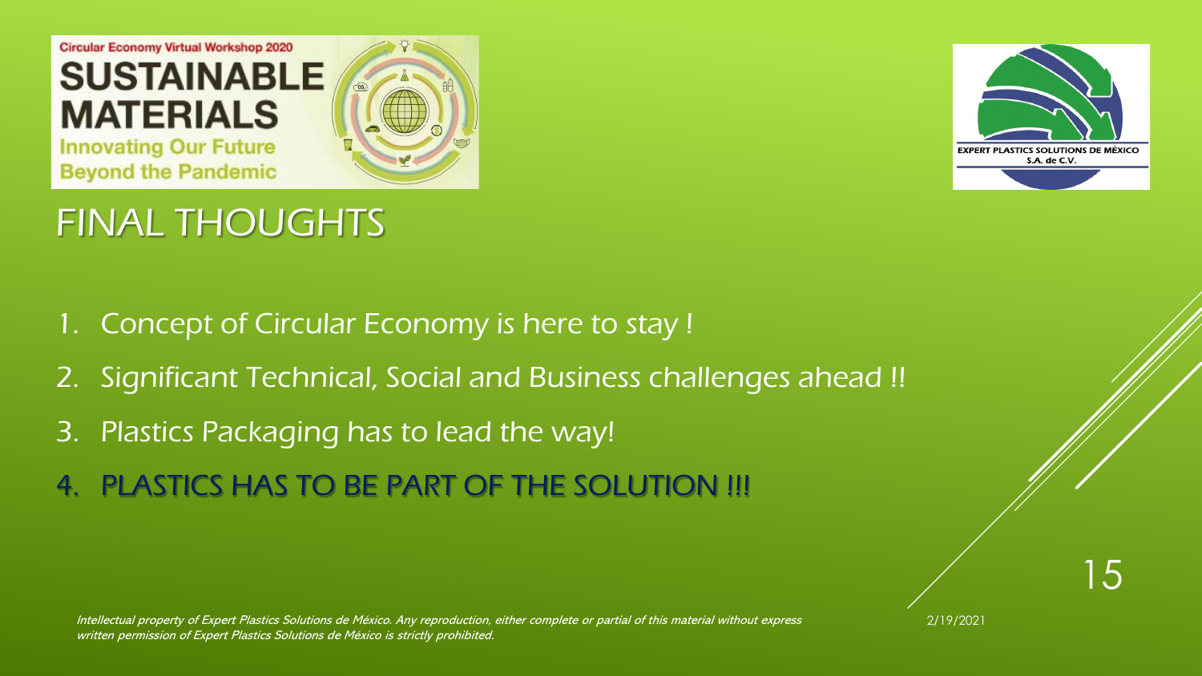# FINAL THOUGHTS

1. Concept of Circular Economy is here to stay !
2. Significant Technical, Social and Business challenges ahead !!
3. Plastics Packaging has to lead the way!
4. PLASTICS HAS TO BE PART OF THE SOLUTION !!!

*Intellectual property of Expert Plastics Solutions de México. Any reproduction, either complete or partial of this material without express written permission of Expert Plastics Solutions de México is strictly prohibited.*

2/19/2021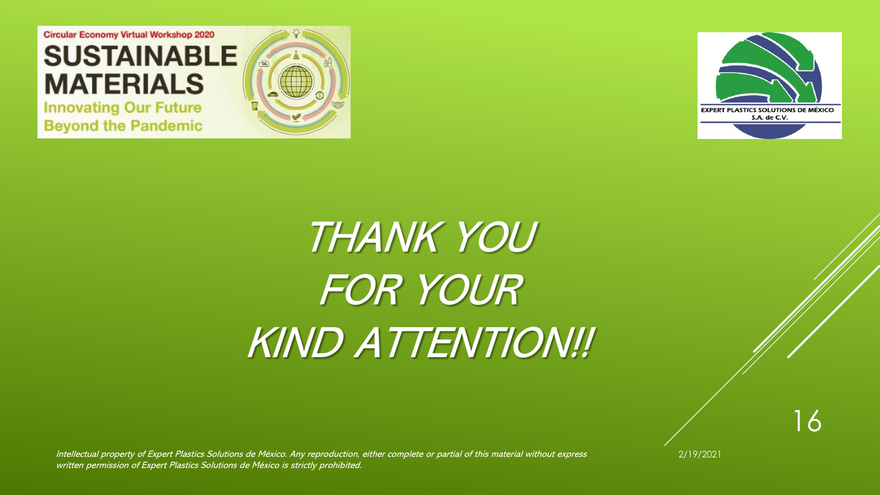Circular Economy Virtual Workshop 2020

**SUSTAINABLE MATERIALS**

**Innovating Our Future Beyond the Pandemic**

EXPERT PLASTICS SOLUTIONS DE MÉXICO S.A. de C.V.

# *THANK YOU FOR YOUR KIND ATTENTION!!*

*Intellectual property of Expert Plastics Solutions de México. Any reproduction, either complete or partial of this material without express written permission of Expert Plastics Solutions de México is strictly prohibited.*

2/19/2021